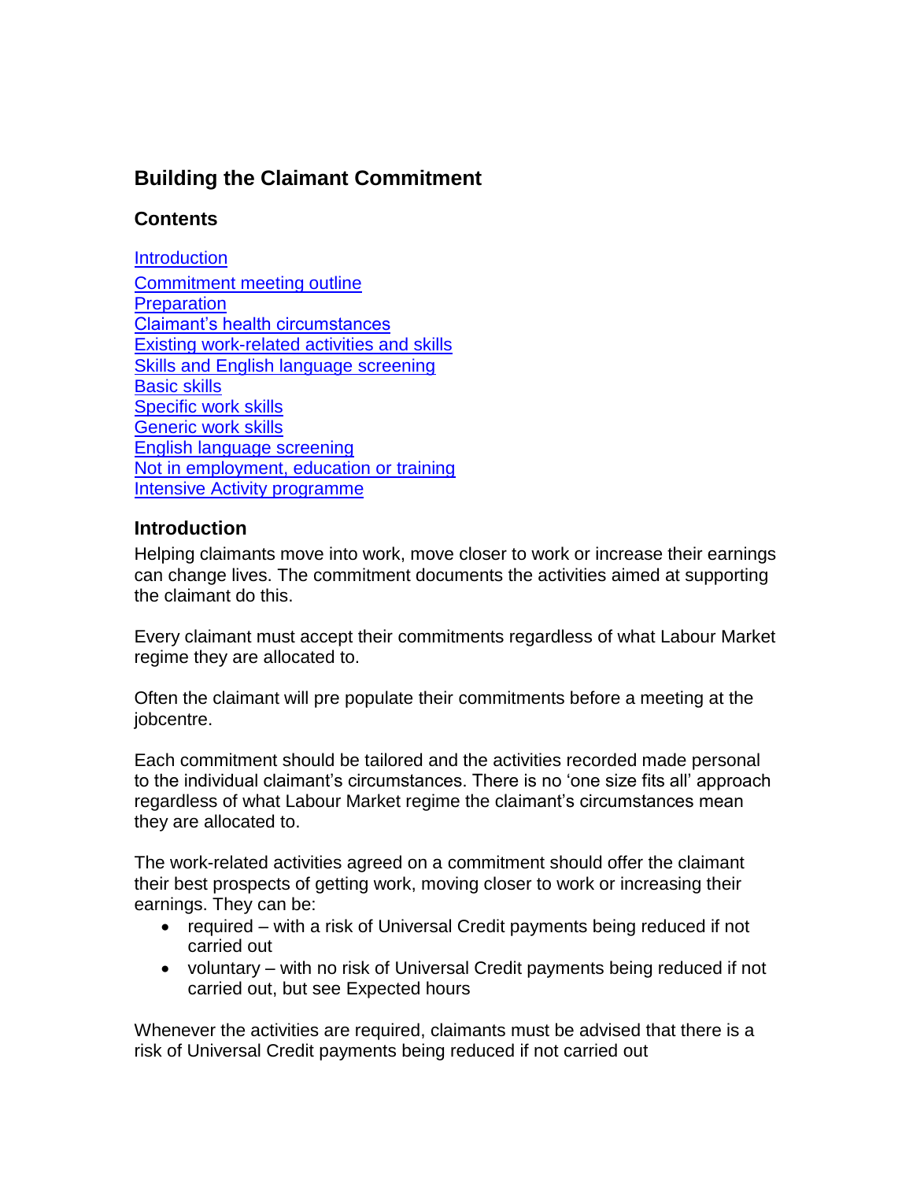## Building the Claimant Commitment

### Contents

Introduction
Commitment meeting outline
Preparation
Claimant's health circumstances
Existing work-related activities and skills
Skills and English language screening
Basic skills
Specific work skills
Generic work skills
English language screening
Not in employment, education or training
Intensive Activity programme

### Introduction

Helping claimants move into work, move closer to work or increase their earnings can change lives. The commitment documents the activities aimed at supporting the claimant do this.

Every claimant must accept their commitments regardless of what Labour Market regime they are allocated to.

Often the claimant will pre populate their commitments before a meeting at the jobcentre.

Each commitment should be tailored and the activities recorded made personal to the individual claimant's circumstances. There is no 'one size fits all' approach regardless of what Labour Market regime the claimant's circumstances mean they are allocated to.

The work-related activities agreed on a commitment should offer the claimant their best prospects of getting work, moving closer to work or increasing their earnings. They can be:

- required – with a risk of Universal Credit payments being reduced if not carried out
- voluntary – with no risk of Universal Credit payments being reduced if not carried out, but see Expected hours

Whenever the activities are required, claimants must be advised that there is a risk of Universal Credit payments being reduced if not carried out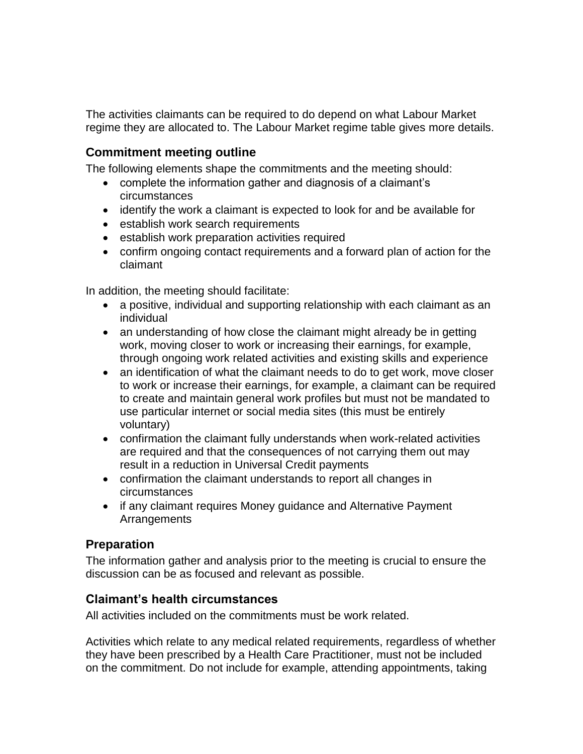The activities claimants can be required to do depend on what Labour Market regime they are allocated to. The Labour Market regime table gives more details.

## Commitment meeting outline

The following elements shape the commitments and the meeting should:

- complete the information gather and diagnosis of a claimant's circumstances
- identify the work a claimant is expected to look for and be available for
- establish work search requirements
- establish work preparation activities required
- confirm ongoing contact requirements and a forward plan of action for the claimant

In addition, the meeting should facilitate:

- a positive, individual and supporting relationship with each claimant as an individual
- an understanding of how close the claimant might already be in getting work, moving closer to work or increasing their earnings, for example, through ongoing work related activities and existing skills and experience
- an identification of what the claimant needs to do to get work, move closer to work or increase their earnings, for example, a claimant can be required to create and maintain general work profiles but must not be mandated to use particular internet or social media sites (this must be entirely voluntary)
- confirmation the claimant fully understands when work-related activities are required and that the consequences of not carrying them out may result in a reduction in Universal Credit payments
- confirmation the claimant understands to report all changes in circumstances
- if any claimant requires Money guidance and Alternative Payment Arrangements

## Preparation

The information gather and analysis prior to the meeting is crucial to ensure the discussion can be as focused and relevant as possible.

## Claimant's health circumstances

All activities included on the commitments must be work related.

Activities which relate to any medical related requirements, regardless of whether they have been prescribed by a Health Care Practitioner, must not be included on the commitment. Do not include for example, attending appointments, taking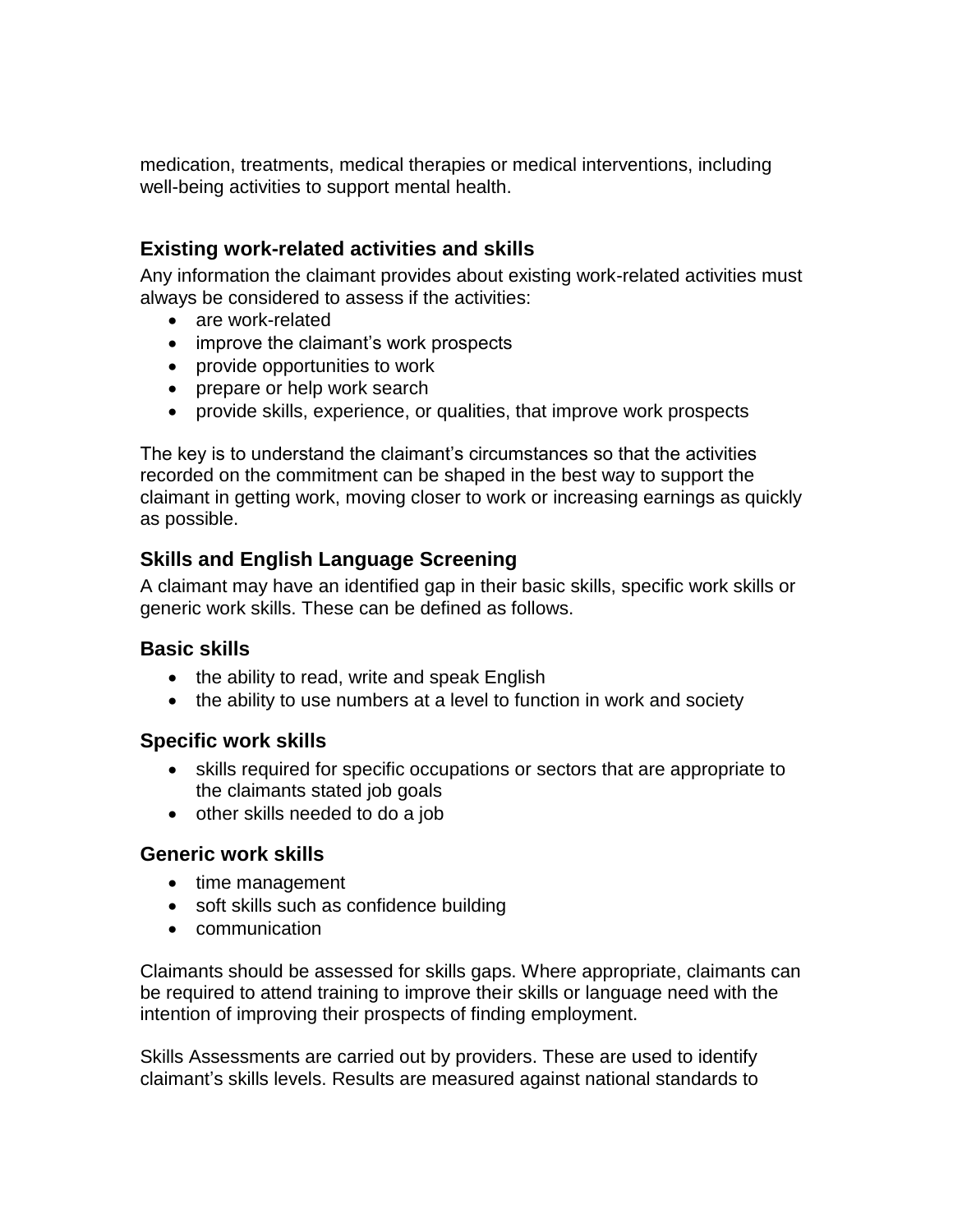medication, treatments, medical therapies or medical interventions, including well-being activities to support mental health.

### Existing work-related activities and skills

Any information the claimant provides about existing work-related activities must always be considered to assess if the activities:

- are work-related
- improve the claimant's work prospects
- provide opportunities to work
- prepare or help work search
- provide skills, experience, or qualities, that improve work prospects

The key is to understand the claimant's circumstances so that the activities recorded on the commitment can be shaped in the best way to support the claimant in getting work, moving closer to work or increasing earnings as quickly as possible.

### Skills and English Language Screening

A claimant may have an identified gap in their basic skills, specific work skills or generic work skills. These can be defined as follows.

### Basic skills

- the ability to read, write and speak English
- the ability to use numbers at a level to function in work and society

### Specific work skills

- skills required for specific occupations or sectors that are appropriate to the claimants stated job goals
- other skills needed to do a job

### Generic work skills

- time management
- soft skills such as confidence building
- communication

Claimants should be assessed for skills gaps. Where appropriate, claimants can be required to attend training to improve their skills or language need with the intention of improving their prospects of finding employment.

Skills Assessments are carried out by providers. These are used to identify claimant's skills levels. Results are measured against national standards to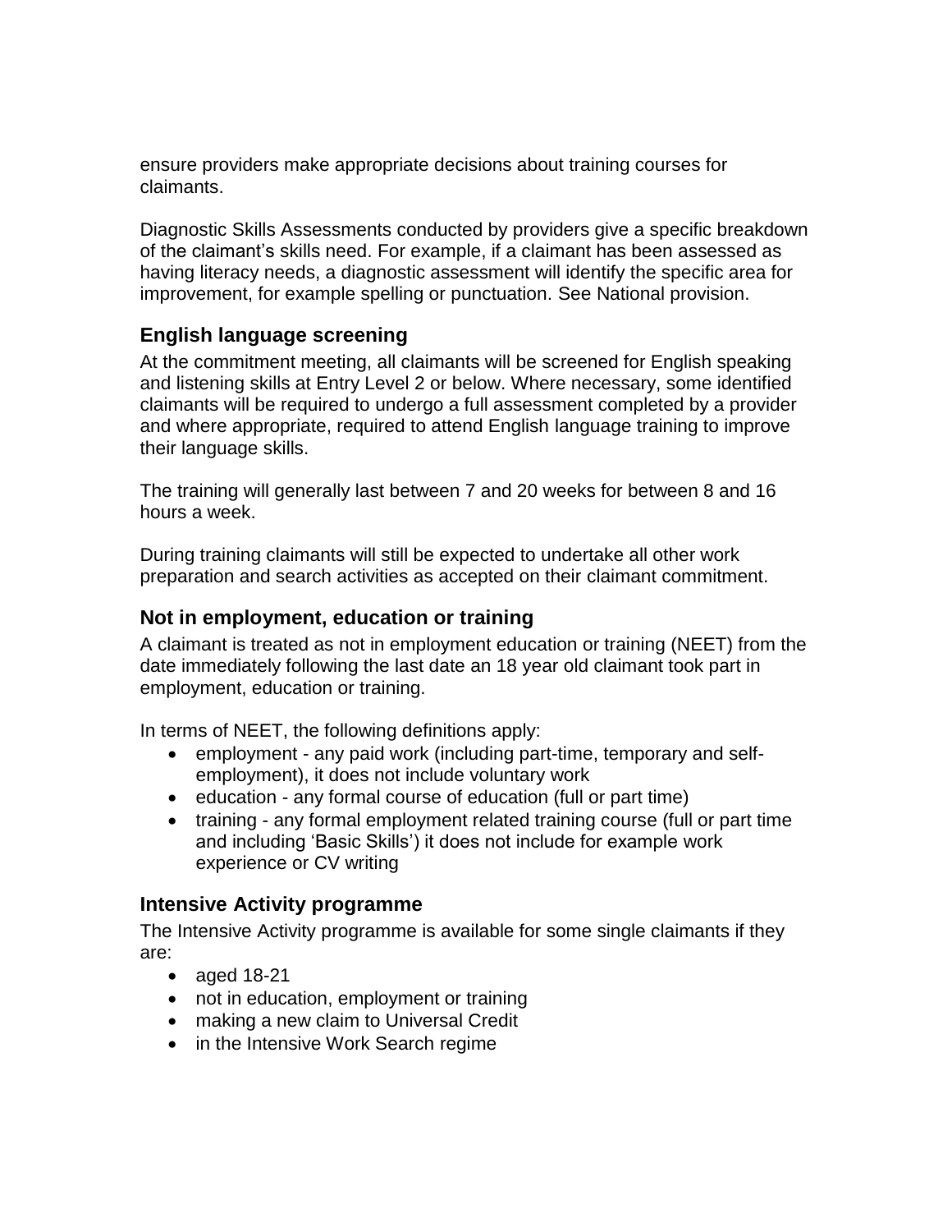ensure providers make appropriate decisions about training courses for claimants.

Diagnostic Skills Assessments conducted by providers give a specific breakdown of the claimant's skills need. For example, if a claimant has been assessed as having literacy needs, a diagnostic assessment will identify the specific area for improvement, for example spelling or punctuation. See National provision.

### English language screening

At the commitment meeting, all claimants will be screened for English speaking and listening skills at Entry Level 2 or below. Where necessary, some identified claimants will be required to undergo a full assessment completed by a provider and where appropriate, required to attend English language training to improve their language skills.

The training will generally last between 7 and 20 weeks for between 8 and 16 hours a week.

During training claimants will still be expected to undertake all other work preparation and search activities as accepted on their claimant commitment.

### Not in employment, education or training

A claimant is treated as not in employment education or training (NEET) from the date immediately following the last date an 18 year old claimant took part in employment, education or training.

In terms of NEET, the following definitions apply:

- employment - any paid work (including part-time, temporary and self-employment), it does not include voluntary work
- education - any formal course of education (full or part time)
- training - any formal employment related training course (full or part time and including 'Basic Skills') it does not include for example work experience or CV writing

### Intensive Activity programme

The Intensive Activity programme is available for some single claimants if they are:

- aged 18-21
- not in education, employment or training
- making a new claim to Universal Credit
- in the Intensive Work Search regime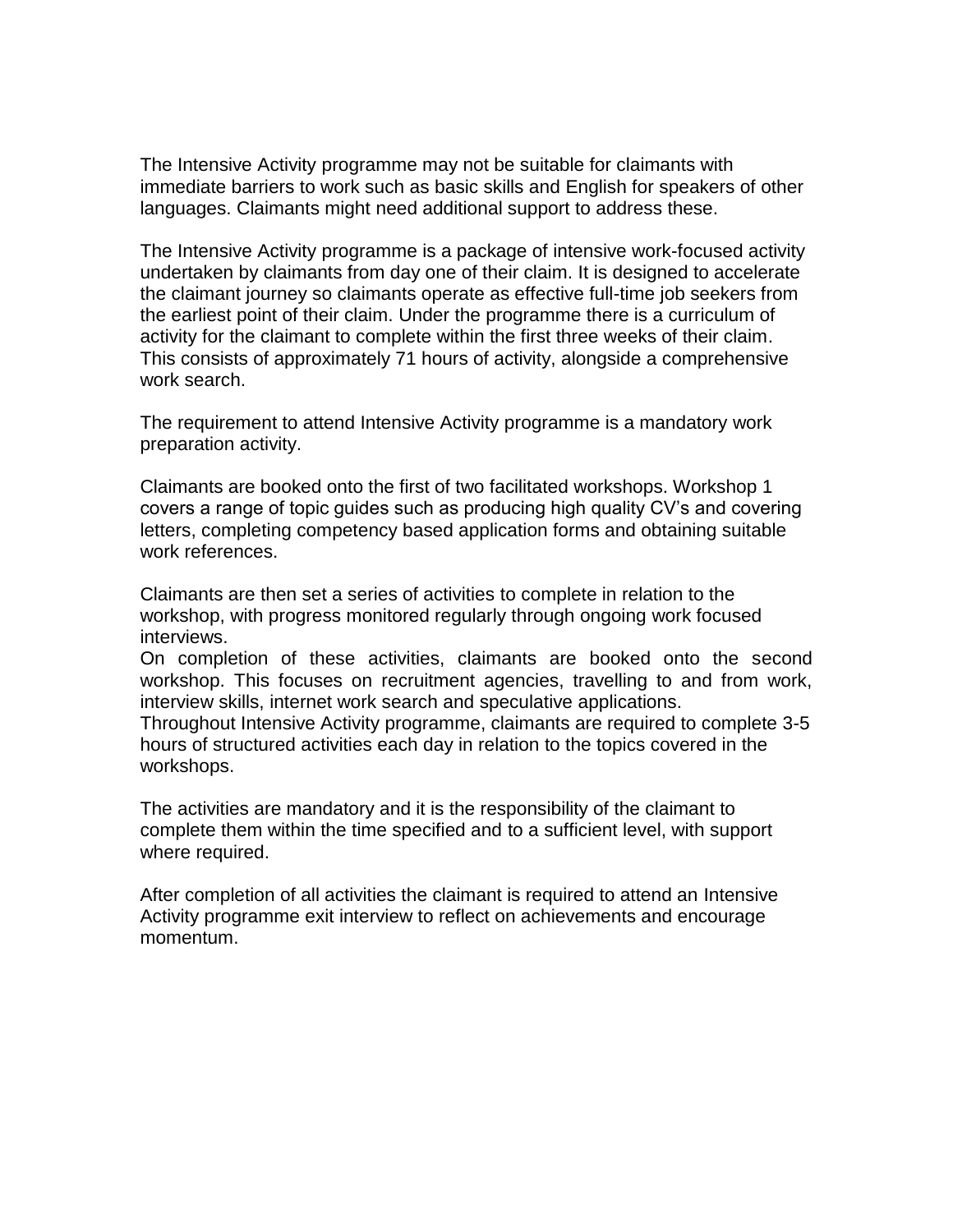The Intensive Activity programme may not be suitable for claimants with immediate barriers to work such as basic skills and English for speakers of other languages. Claimants might need additional support to address these.

The Intensive Activity programme is a package of intensive work-focused activity undertaken by claimants from day one of their claim. It is designed to accelerate the claimant journey so claimants operate as effective full-time job seekers from the earliest point of their claim. Under the programme there is a curriculum of activity for the claimant to complete within the first three weeks of their claim. This consists of approximately 71 hours of activity, alongside a comprehensive work search.

The requirement to attend Intensive Activity programme is a mandatory work preparation activity.

Claimants are booked onto the first of two facilitated workshops. Workshop 1 covers a range of topic guides such as producing high quality CV's and covering letters, completing competency based application forms and obtaining suitable work references.

Claimants are then set a series of activities to complete in relation to the workshop, with progress monitored regularly through ongoing work focused interviews.

On completion of these activities, claimants are booked onto the second workshop. This focuses on recruitment agencies, travelling to and from work, interview skills, internet work search and speculative applications.

Throughout Intensive Activity programme, claimants are required to complete 3-5 hours of structured activities each day in relation to the topics covered in the workshops.

The activities are mandatory and it is the responsibility of the claimant to complete them within the time specified and to a sufficient level, with support where required.

After completion of all activities the claimant is required to attend an Intensive Activity programme exit interview to reflect on achievements and encourage momentum.